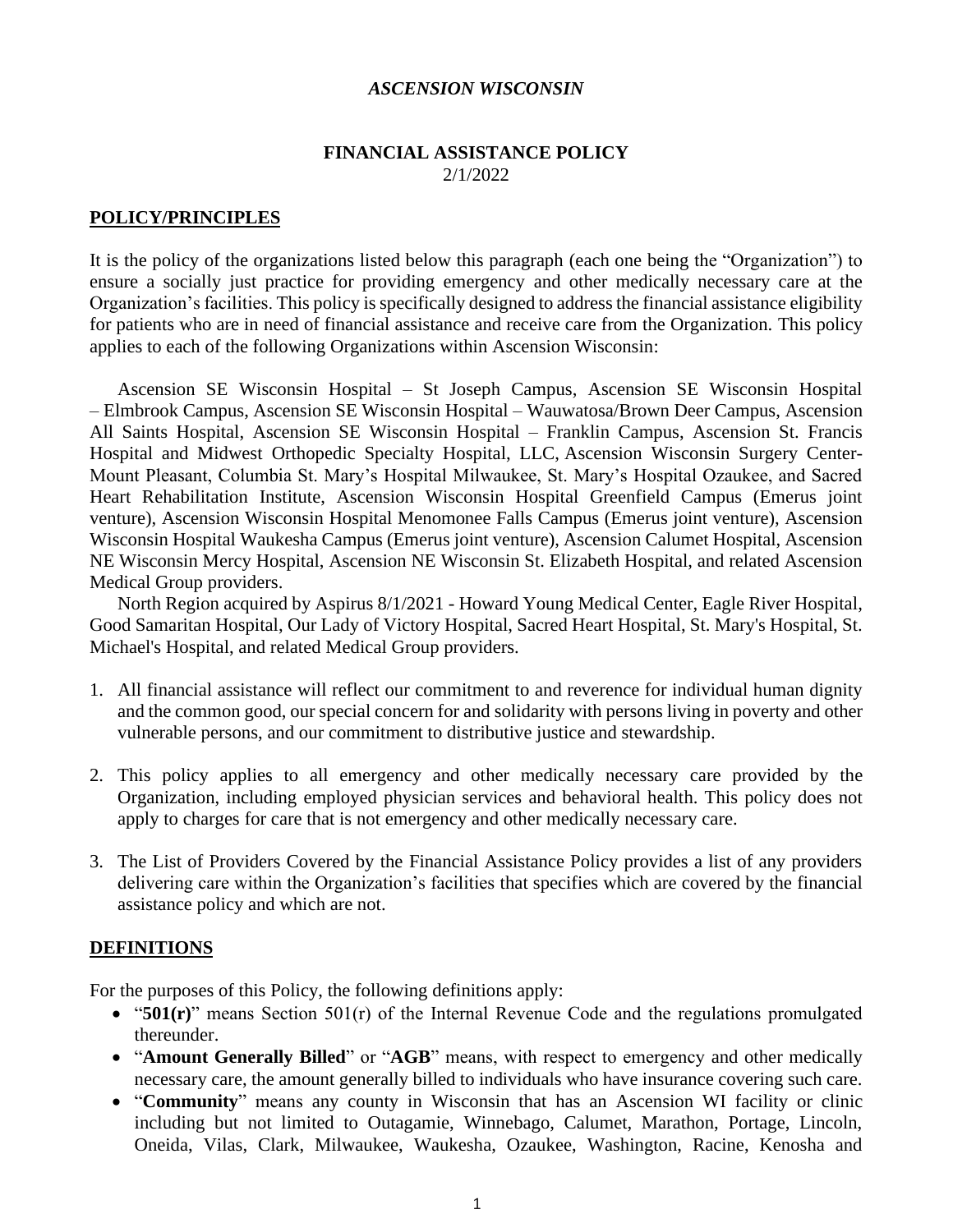*ASCENSION WISCONSIN*

# FINANCIAL ASSISTANCE POLICY

2/1/2022

## POLICY/PRINCIPLES

It is the policy of the organizations listed below this paragraph (each one being the "Organization") to ensure a socially just practice for providing emergency and other medically necessary care at the Organization's facilities. This policy is specifically designed to address the financial assistance eligibility for patients who are in need of financial assistance and receive care from the Organization. This policy applies to each of the following Organizations within Ascension Wisconsin:

Ascension SE Wisconsin Hospital – St Joseph Campus, Ascension SE Wisconsin Hospital – Elmbrook Campus, Ascension SE Wisconsin Hospital – Wauwatosa/Brown Deer Campus, Ascension All Saints Hospital, Ascension SE Wisconsin Hospital – Franklin Campus, Ascension St. Francis Hospital and Midwest Orthopedic Specialty Hospital, LLC, Ascension Wisconsin Surgery Center-Mount Pleasant, Columbia St. Mary's Hospital Milwaukee, St. Mary's Hospital Ozaukee, and Sacred Heart Rehabilitation Institute, Ascension Wisconsin Hospital Greenfield Campus (Emerus joint venture), Ascension Wisconsin Hospital Menomonee Falls Campus (Emerus joint venture), Ascension Wisconsin Hospital Waukesha Campus (Emerus joint venture), Ascension Calumet Hospital, Ascension NE Wisconsin Mercy Hospital, Ascension NE Wisconsin St. Elizabeth Hospital, and related Ascension Medical Group providers.

North Region acquired by Aspirus 8/1/2021 - Howard Young Medical Center, Eagle River Hospital, Good Samaritan Hospital, Our Lady of Victory Hospital, Sacred Heart Hospital, St. Mary's Hospital, St. Michael's Hospital, and related Medical Group providers.

1. All financial assistance will reflect our commitment to and reverence for individual human dignity and the common good, our special concern for and solidarity with persons living in poverty and other vulnerable persons, and our commitment to distributive justice and stewardship.
2. This policy applies to all emergency and other medically necessary care provided by the Organization, including employed physician services and behavioral health. This policy does not apply to charges for care that is not emergency and other medically necessary care.
3. The List of Providers Covered by the Financial Assistance Policy provides a list of any providers delivering care within the Organization's facilities that specifies which are covered by the financial assistance policy and which are not.

## DEFINITIONS

For the purposes of this Policy, the following definitions apply:

- "**501(r)**" means Section 501(r) of the Internal Revenue Code and the regulations promulgated thereunder.
- "**Amount Generally Billed**" or "**AGB**" means, with respect to emergency and other medically necessary care, the amount generally billed to individuals who have insurance covering such care.
- "**Community**" means any county in Wisconsin that has an Ascension WI facility or clinic including but not limited to Outagamie, Winnebago, Calumet, Marathon, Portage, Lincoln, Oneida, Vilas, Clark, Milwaukee, Waukesha, Ozaukee, Washington, Racine, Kenosha and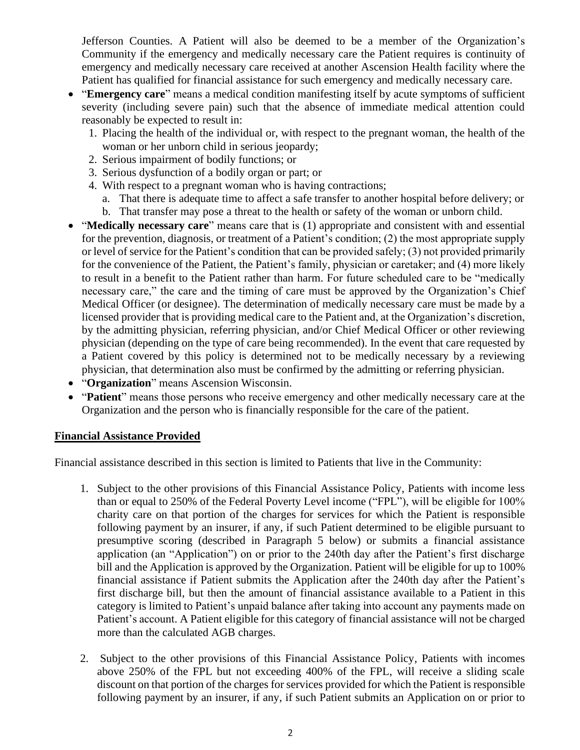Jefferson Counties. A Patient will also be deemed to be a member of the Organization's Community if the emergency and medically necessary care the Patient requires is continuity of emergency and medically necessary care received at another Ascension Health facility where the Patient has qualified for financial assistance for such emergency and medically necessary care.

- "**Emergency care**" means a medical condition manifesting itself by acute symptoms of sufficient severity (including severe pain) such that the absence of immediate medical attention could reasonably be expected to result in:
  1. Placing the health of the individual or, with respect to the pregnant woman, the health of the woman or her unborn child in serious jeopardy;
  2. Serious impairment of bodily functions; or
  3. Serious dysfunction of a bodily organ or part; or
  4. With respect to a pregnant woman who is having contractions;
     a. That there is adequate time to affect a safe transfer to another hospital before delivery; or
     b. That transfer may pose a threat to the health or safety of the woman or unborn child.
- "**Medically necessary care**" means care that is (1) appropriate and consistent with and essential for the prevention, diagnosis, or treatment of a Patient's condition; (2) the most appropriate supply or level of service for the Patient's condition that can be provided safely; (3) not provided primarily for the convenience of the Patient, the Patient's family, physician or caretaker; and (4) more likely to result in a benefit to the Patient rather than harm. For future scheduled care to be "medically necessary care," the care and the timing of care must be approved by the Organization's Chief Medical Officer (or designee). The determination of medically necessary care must be made by a licensed provider that is providing medical care to the Patient and, at the Organization's discretion, by the admitting physician, referring physician, and/or Chief Medical Officer or other reviewing physician (depending on the type of care being recommended). In the event that care requested by a Patient covered by this policy is determined not to be medically necessary by a reviewing physician, that determination also must be confirmed by the admitting or referring physician.
- "**Organization**" means Ascension Wisconsin.
- "**Patient**" means those persons who receive emergency and other medically necessary care at the Organization and the person who is financially responsible for the care of the patient.

## Financial Assistance Provided

Financial assistance described in this section is limited to Patients that live in the Community:

1. Subject to the other provisions of this Financial Assistance Policy, Patients with income less than or equal to 250% of the Federal Poverty Level income ("FPL"), will be eligible for 100% charity care on that portion of the charges for services for which the Patient is responsible following payment by an insurer, if any, if such Patient determined to be eligible pursuant to presumptive scoring (described in Paragraph 5 below) or submits a financial assistance application (an "Application") on or prior to the 240th day after the Patient's first discharge bill and the Application is approved by the Organization. Patient will be eligible for up to 100% financial assistance if Patient submits the Application after the 240th day after the Patient's first discharge bill, but then the amount of financial assistance available to a Patient in this category is limited to Patient's unpaid balance after taking into account any payments made on Patient's account. A Patient eligible for this category of financial assistance will not be charged more than the calculated AGB charges.

2. Subject to the other provisions of this Financial Assistance Policy, Patients with incomes above 250% of the FPL but not exceeding 400% of the FPL, will receive a sliding scale discount on that portion of the charges for services provided for which the Patient is responsible following payment by an insurer, if any, if such Patient submits an Application on or prior to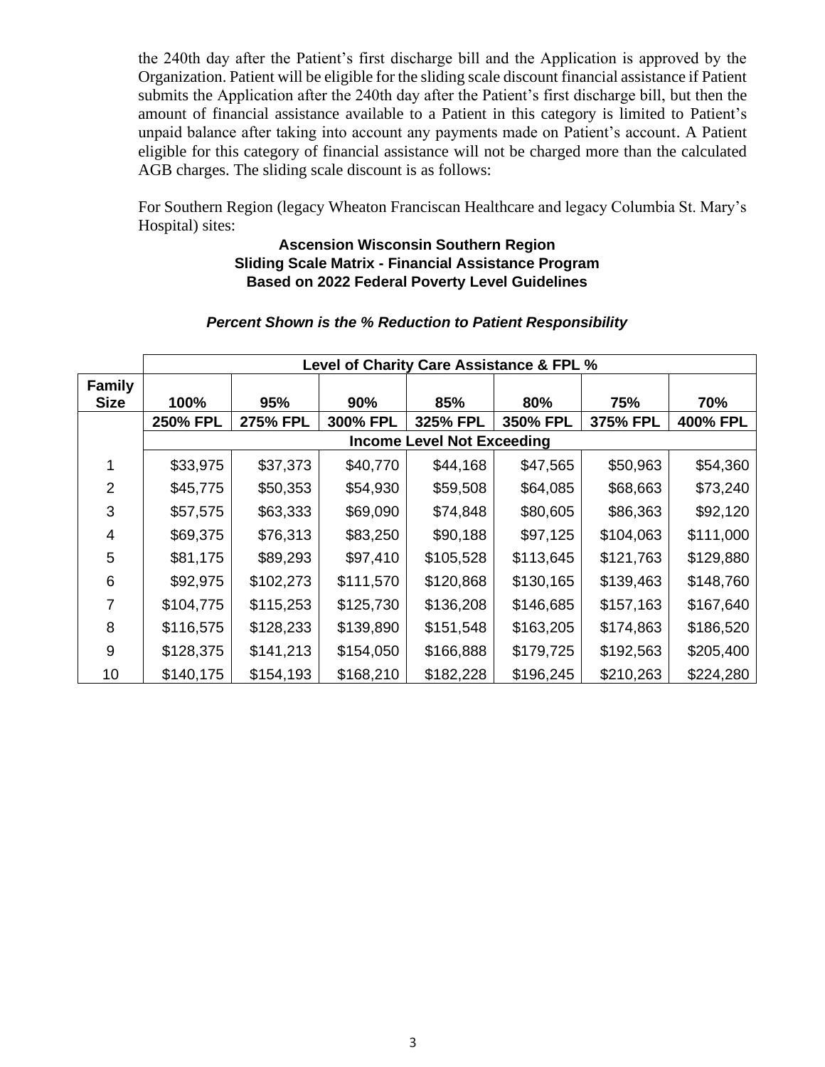the 240th day after the Patient's first discharge bill and the Application is approved by the Organization. Patient will be eligible for the sliding scale discount financial assistance if Patient submits the Application after the 240th day after the Patient's first discharge bill, but then the amount of financial assistance available to a Patient in this category is limited to Patient's unpaid balance after taking into account any payments made on Patient's account. A Patient eligible for this category of financial assistance will not be charged more than the calculated AGB charges. The sliding scale discount is as follows:

For Southern Region (legacy Wheaton Franciscan Healthcare and legacy Columbia St. Mary's Hospital) sites:

**Ascension Wisconsin Southern Region**
**Sliding Scale Matrix - Financial Assistance Program**
**Based on 2022 Federal Poverty Level Guidelines**

***Percent Shown is the % Reduction to Patient Responsibility***

| | **Level of Charity Care Assistance & FPL %** | | | | | | |
|---|---|---|---|---|---|---|---|
| **Family Size** | **100%** | **95%** | **90%** | **85%** | **80%** | **75%** | **70%** |
| | **250% FPL** | **275% FPL** | **300% FPL** | **325% FPL** | **350% FPL** | **375% FPL** | **400% FPL** |
| | **Income Level Not Exceeding** | | | | | | |
| 1 | $33,975 | $37,373 | $40,770 | $44,168 | $47,565 | $50,963 | $54,360 |
| 2 | $45,775 | $50,353 | $54,930 | $59,508 | $64,085 | $68,663 | $73,240 |
| 3 | $57,575 | $63,333 | $69,090 | $74,848 | $80,605 | $86,363 | $92,120 |
| 4 | $69,375 | $76,313 | $83,250 | $90,188 | $97,125 | $104,063 | $111,000 |
| 5 | $81,175 | $89,293 | $97,410 | $105,528 | $113,645 | $121,763 | $129,880 |
| 6 | $92,975 | $102,273 | $111,570 | $120,868 | $130,165 | $139,463 | $148,760 |
| 7 | $104,775 | $115,253 | $125,730 | $136,208 | $146,685 | $157,163 | $167,640 |
| 8 | $116,575 | $128,233 | $139,890 | $151,548 | $163,205 | $174,863 | $186,520 |
| 9 | $128,375 | $141,213 | $154,050 | $166,888 | $179,725 | $192,563 | $205,400 |
| 10 | $140,175 | $154,193 | $168,210 | $182,228 | $196,245 | $210,263 | $224,280 |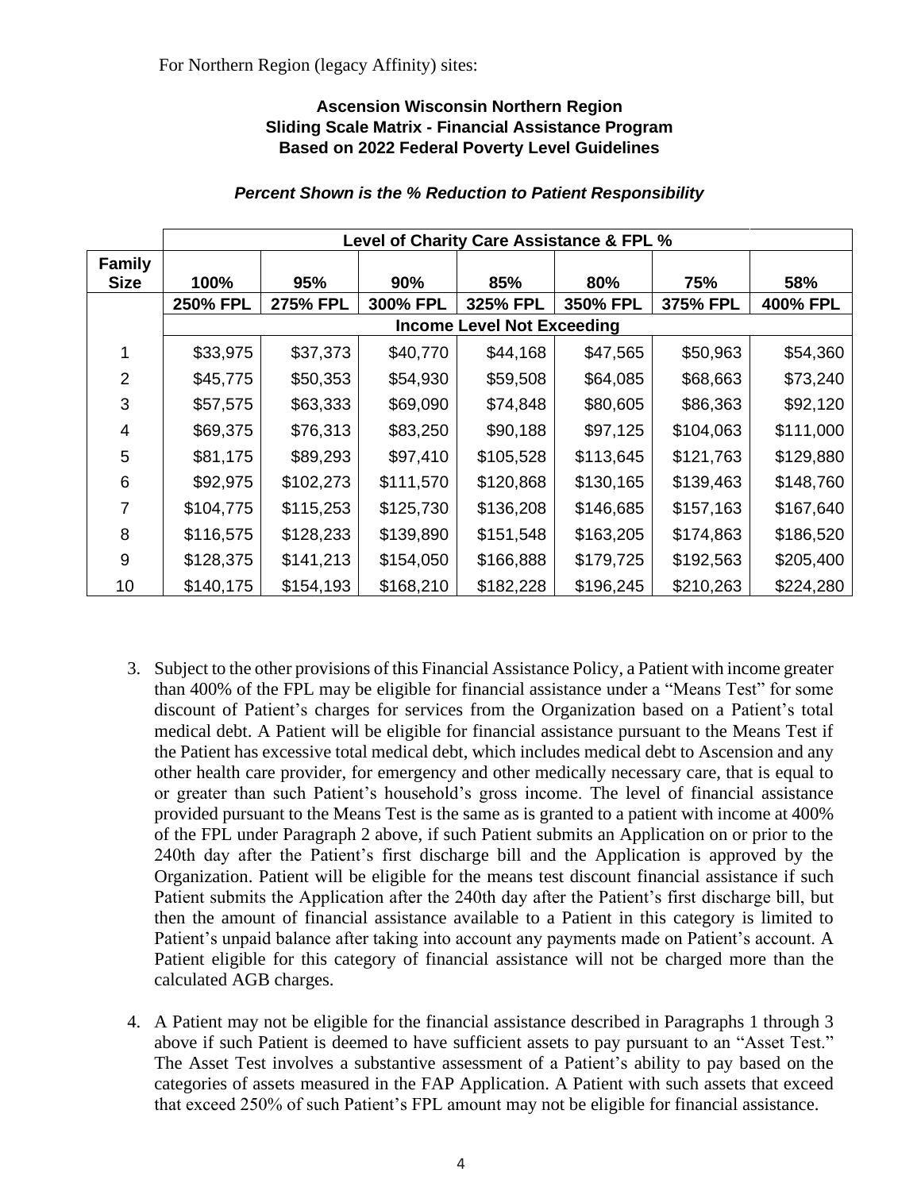For Northern Region (legacy Affinity) sites:

**Ascension Wisconsin Northern Region**
**Sliding Scale Matrix - Financial Assistance Program**
**Based on 2022 Federal Poverty Level Guidelines**

***Percent Shown is the % Reduction to Patient Responsibility***

| | **Level of Charity Care Assistance & FPL %** | | | | | | |
|---|---|---|---|---|---|---|---|
| **Family Size** | **100%** | **95%** | **90%** | **85%** | **80%** | **75%** | **58%** |
| | **250% FPL** | **275% FPL** | **300% FPL** | **325% FPL** | **350% FPL** | **375% FPL** | **400% FPL** |
| | **Income Level Not Exceeding** | | | | | | |
| 1 | $33,975 | $37,373 | $40,770 | $44,168 | $47,565 | $50,963 | $54,360 |
| 2 | $45,775 | $50,353 | $54,930 | $59,508 | $64,085 | $68,663 | $73,240 |
| 3 | $57,575 | $63,333 | $69,090 | $74,848 | $80,605 | $86,363 | $92,120 |
| 4 | $69,375 | $76,313 | $83,250 | $90,188 | $97,125 | $104,063 | $111,000 |
| 5 | $81,175 | $89,293 | $97,410 | $105,528 | $113,645 | $121,763 | $129,880 |
| 6 | $92,975 | $102,273 | $111,570 | $120,868 | $130,165 | $139,463 | $148,760 |
| 7 | $104,775 | $115,253 | $125,730 | $136,208 | $146,685 | $157,163 | $167,640 |
| 8 | $116,575 | $128,233 | $139,890 | $151,548 | $163,205 | $174,863 | $186,520 |
| 9 | $128,375 | $141,213 | $154,050 | $166,888 | $179,725 | $192,563 | $205,400 |
| 10 | $140,175 | $154,193 | $168,210 | $182,228 | $196,245 | $210,263 | $224,280 |

3. Subject to the other provisions of this Financial Assistance Policy, a Patient with income greater than 400% of the FPL may be eligible for financial assistance under a "Means Test" for some discount of Patient's charges for services from the Organization based on a Patient's total medical debt. A Patient will be eligible for financial assistance pursuant to the Means Test if the Patient has excessive total medical debt, which includes medical debt to Ascension and any other health care provider, for emergency and other medically necessary care, that is equal to or greater than such Patient's household's gross income. The level of financial assistance provided pursuant to the Means Test is the same as is granted to a patient with income at 400% of the FPL under Paragraph 2 above, if such Patient submits an Application on or prior to the 240th day after the Patient's first discharge bill and the Application is approved by the Organization. Patient will be eligible for the means test discount financial assistance if such Patient submits the Application after the 240th day after the Patient's first discharge bill, but then the amount of financial assistance available to a Patient in this category is limited to Patient's unpaid balance after taking into account any payments made on Patient's account. A Patient eligible for this category of financial assistance will not be charged more than the calculated AGB charges.

4. A Patient may not be eligible for the financial assistance described in Paragraphs 1 through 3 above if such Patient is deemed to have sufficient assets to pay pursuant to an "Asset Test." The Asset Test involves a substantive assessment of a Patient's ability to pay based on the categories of assets measured in the FAP Application. A Patient with such assets that exceed that exceed 250% of such Patient's FPL amount may not be eligible for financial assistance.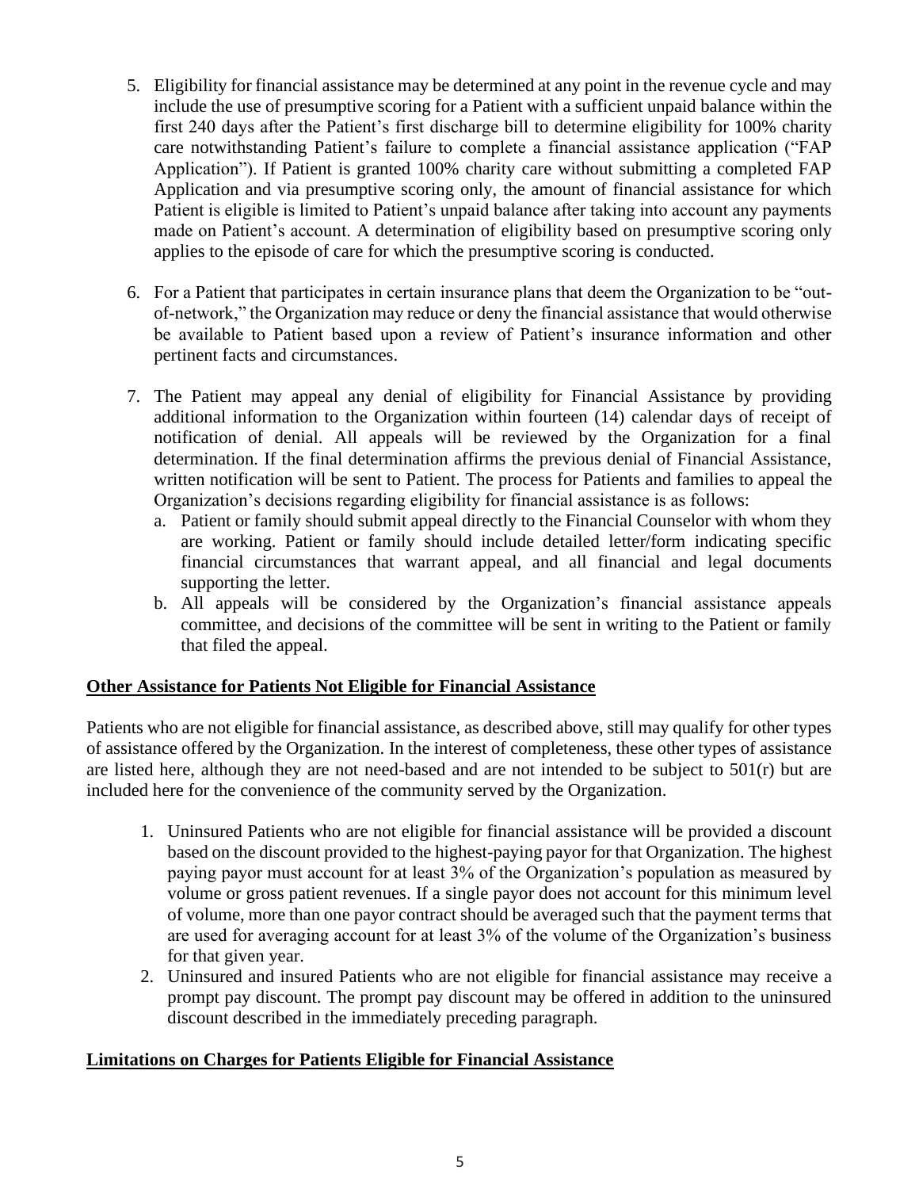5. Eligibility for financial assistance may be determined at any point in the revenue cycle and may include the use of presumptive scoring for a Patient with a sufficient unpaid balance within the first 240 days after the Patient's first discharge bill to determine eligibility for 100% charity care notwithstanding Patient's failure to complete a financial assistance application ("FAP Application"). If Patient is granted 100% charity care without submitting a completed FAP Application and via presumptive scoring only, the amount of financial assistance for which Patient is eligible is limited to Patient's unpaid balance after taking into account any payments made on Patient's account. A determination of eligibility based on presumptive scoring only applies to the episode of care for which the presumptive scoring is conducted.

6. For a Patient that participates in certain insurance plans that deem the Organization to be "out-of-network," the Organization may reduce or deny the financial assistance that would otherwise be available to Patient based upon a review of Patient's insurance information and other pertinent facts and circumstances.

7. The Patient may appeal any denial of eligibility for Financial Assistance by providing additional information to the Organization within fourteen (14) calendar days of receipt of notification of denial. All appeals will be reviewed by the Organization for a final determination. If the final determination affirms the previous denial of Financial Assistance, written notification will be sent to Patient. The process for Patients and families to appeal the Organization's decisions regarding eligibility for financial assistance is as follows:
   a. Patient or family should submit appeal directly to the Financial Counselor with whom they are working. Patient or family should include detailed letter/form indicating specific financial circumstances that warrant appeal, and all financial and legal documents supporting the letter.
   b. All appeals will be considered by the Organization's financial assistance appeals committee, and decisions of the committee will be sent in writing to the Patient or family that filed the appeal.

**Other Assistance for Patients Not Eligible for Financial Assistance**

Patients who are not eligible for financial assistance, as described above, still may qualify for other types of assistance offered by the Organization. In the interest of completeness, these other types of assistance are listed here, although they are not need-based and are not intended to be subject to 501(r) but are included here for the convenience of the community served by the Organization.

1. Uninsured Patients who are not eligible for financial assistance will be provided a discount based on the discount provided to the highest-paying payor for that Organization. The highest paying payor must account for at least 3% of the Organization's population as measured by volume or gross patient revenues. If a single payor does not account for this minimum level of volume, more than one payor contract should be averaged such that the payment terms that are used for averaging account for at least 3% of the volume of the Organization's business for that given year.
2. Uninsured and insured Patients who are not eligible for financial assistance may receive a prompt pay discount. The prompt pay discount may be offered in addition to the uninsured discount described in the immediately preceding paragraph.

**Limitations on Charges for Patients Eligible for Financial Assistance**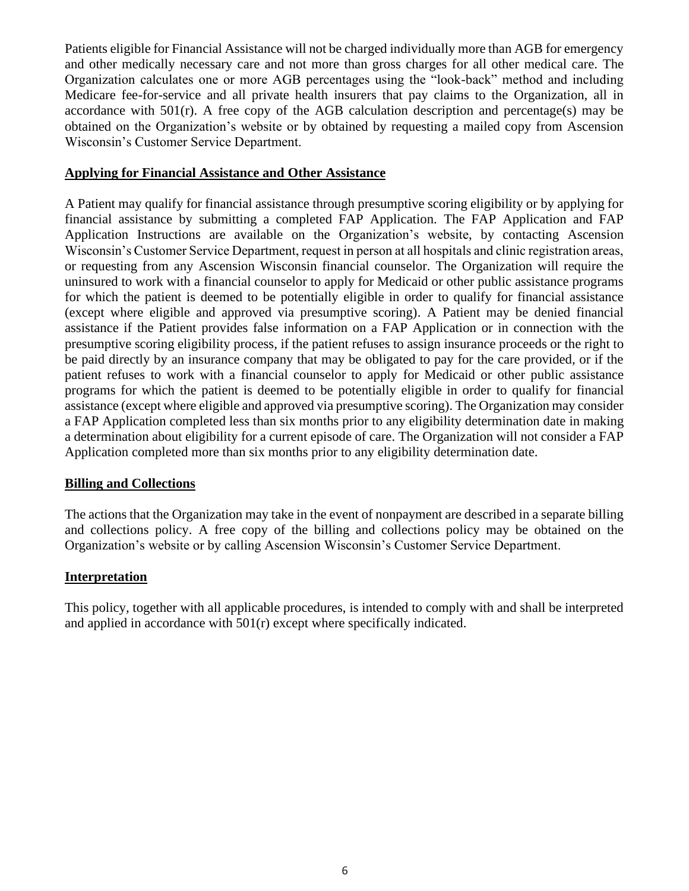Patients eligible for Financial Assistance will not be charged individually more than AGB for emergency and other medically necessary care and not more than gross charges for all other medical care. The Organization calculates one or more AGB percentages using the "look-back" method and including Medicare fee-for-service and all private health insurers that pay claims to the Organization, all in accordance with 501(r). A free copy of the AGB calculation description and percentage(s) may be obtained on the Organization's website or by obtained by requesting a mailed copy from Ascension Wisconsin's Customer Service Department.

## Applying for Financial Assistance and Other Assistance

A Patient may qualify for financial assistance through presumptive scoring eligibility or by applying for financial assistance by submitting a completed FAP Application. The FAP Application and FAP Application Instructions are available on the Organization's website, by contacting Ascension Wisconsin's Customer Service Department, request in person at all hospitals and clinic registration areas, or requesting from any Ascension Wisconsin financial counselor. The Organization will require the uninsured to work with a financial counselor to apply for Medicaid or other public assistance programs for which the patient is deemed to be potentially eligible in order to qualify for financial assistance (except where eligible and approved via presumptive scoring). A Patient may be denied financial assistance if the Patient provides false information on a FAP Application or in connection with the presumptive scoring eligibility process, if the patient refuses to assign insurance proceeds or the right to be paid directly by an insurance company that may be obligated to pay for the care provided, or if the patient refuses to work with a financial counselor to apply for Medicaid or other public assistance programs for which the patient is deemed to be potentially eligible in order to qualify for financial assistance (except where eligible and approved via presumptive scoring). The Organization may consider a FAP Application completed less than six months prior to any eligibility determination date in making a determination about eligibility for a current episode of care. The Organization will not consider a FAP Application completed more than six months prior to any eligibility determination date.

## Billing and Collections

The actions that the Organization may take in the event of nonpayment are described in a separate billing and collections policy. A free copy of the billing and collections policy may be obtained on the Organization's website or by calling Ascension Wisconsin's Customer Service Department.

## Interpretation

This policy, together with all applicable procedures, is intended to comply with and shall be interpreted and applied in accordance with 501(r) except where specifically indicated.